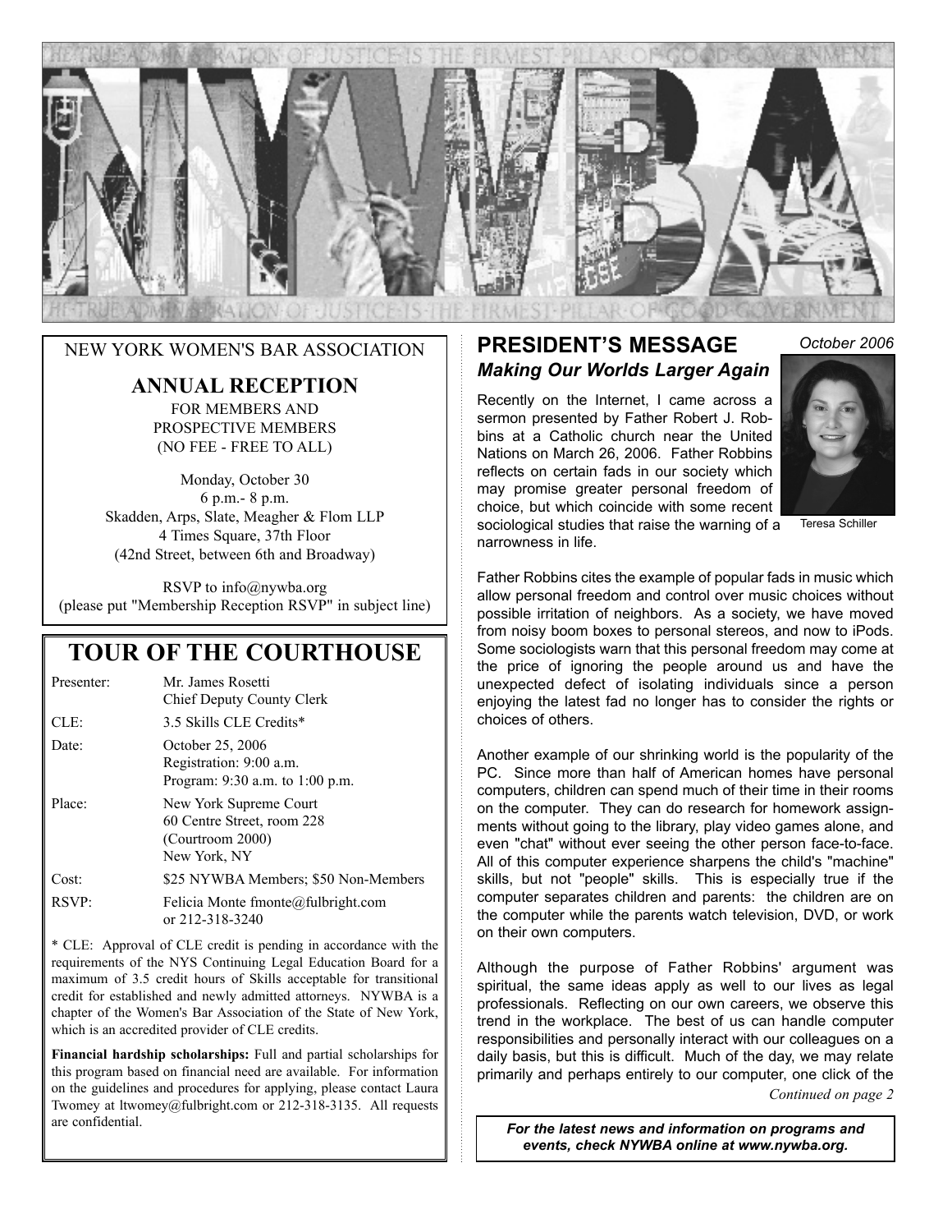# NYWBA

THE TRUE ADMINISTRATION OF JUSTICE IS THE FIRMEST PILLAR OF GOOD GOVERNMENT

NEW YORK WOMEN'S BAR ASSOCIATION

## ANNUAL RECEPTION

FOR MEMBERS AND PROSPECTIVE MEMBERS
(NO FEE - FREE TO ALL)

Monday, October 30
6 p.m.- 8 p.m.
Skadden, Arps, Slate, Meagher & Flom LLP
4 Times Square, 37th Floor
(42nd Street, between 6th and Broadway)

RSVP to info@nywba.org
(please put "Membership Reception RSVP" in subject line)

## TOUR OF THE COURTHOUSE

| | |
|---|---|
| Presenter: | Mr. James Rosetti<br>Chief Deputy County Clerk |
| CLE: | 3.5 Skills CLE Credits* |
| Date: | October 25, 2006<br>Registration: 9:00 a.m.<br>Program: 9:30 a.m. to 1:00 p.m. |
| Place: | New York Supreme Court<br>60 Centre Street, room 228<br>(Courtroom 2000)<br>New York, NY |
| Cost: | $25 NYWBA Members; $50 Non-Members |
| RSVP: | Felicia Monte fmonte@fulbright.com<br>or 212-318-3240 |

* CLE: Approval of CLE credit is pending in accordance with the requirements of the NYS Continuing Legal Education Board for a maximum of 3.5 credit hours of Skills acceptable for transitional credit for established and newly admitted attorneys. NYWBA is a chapter of the Women's Bar Association of the State of New York, which is an accredited provider of CLE credits.

**Financial hardship scholarships:** Full and partial scholarships for this program based on financial need are available. For information on the guidelines and procedures for applying, please contact Laura Twomey at ltwomey@fulbright.com or 212-318-3135. All requests are confidential.

## PRESIDENT'S MESSAGE

*October 2006*

### *Making Our Worlds Larger Again*

Teresa Schiller

Recently on the Internet, I came across a sermon presented by Father Robert J. Robbins at a Catholic church near the United Nations on March 26, 2006. Father Robbins reflects on certain fads in our society which may promise greater personal freedom of choice, but which coincide with some recent sociological studies that raise the warning of a narrowness in life.

Father Robbins cites the example of popular fads in music which allow personal freedom and control over music choices without possible irritation of neighbors. As a society, we have moved from noisy boom boxes to personal stereos, and now to iPods. Some sociologists warn that this personal freedom may come at the price of ignoring the people around us and have the unexpected defect of isolating individuals since a person enjoying the latest fad no longer has to consider the rights or choices of others.

Another example of our shrinking world is the popularity of the PC. Since more than half of American homes have personal computers, children can spend much of their time in their rooms on the computer. They can do research for homework assignments without going to the library, play video games alone, and even "chat" without ever seeing the other person face-to-face. All of this computer experience sharpens the child's "machine" skills, but not "people" skills. This is especially true if the computer separates children and parents: the children are on the computer while the parents watch television, DVD, or work on their own computers.

Although the purpose of Father Robbins' argument was spiritual, the same ideas apply as well to our lives as legal professionals. Reflecting on our own careers, we observe this trend in the workplace. The best of us can handle computer responsibilities and personally interact with our colleagues on a daily basis, but this is difficult. Much of the day, we may relate primarily and perhaps entirely to our computer, one click of the

*Continued on page 2*

***For the latest news and information on programs and events, check NYWBA online at www.nywba.org.***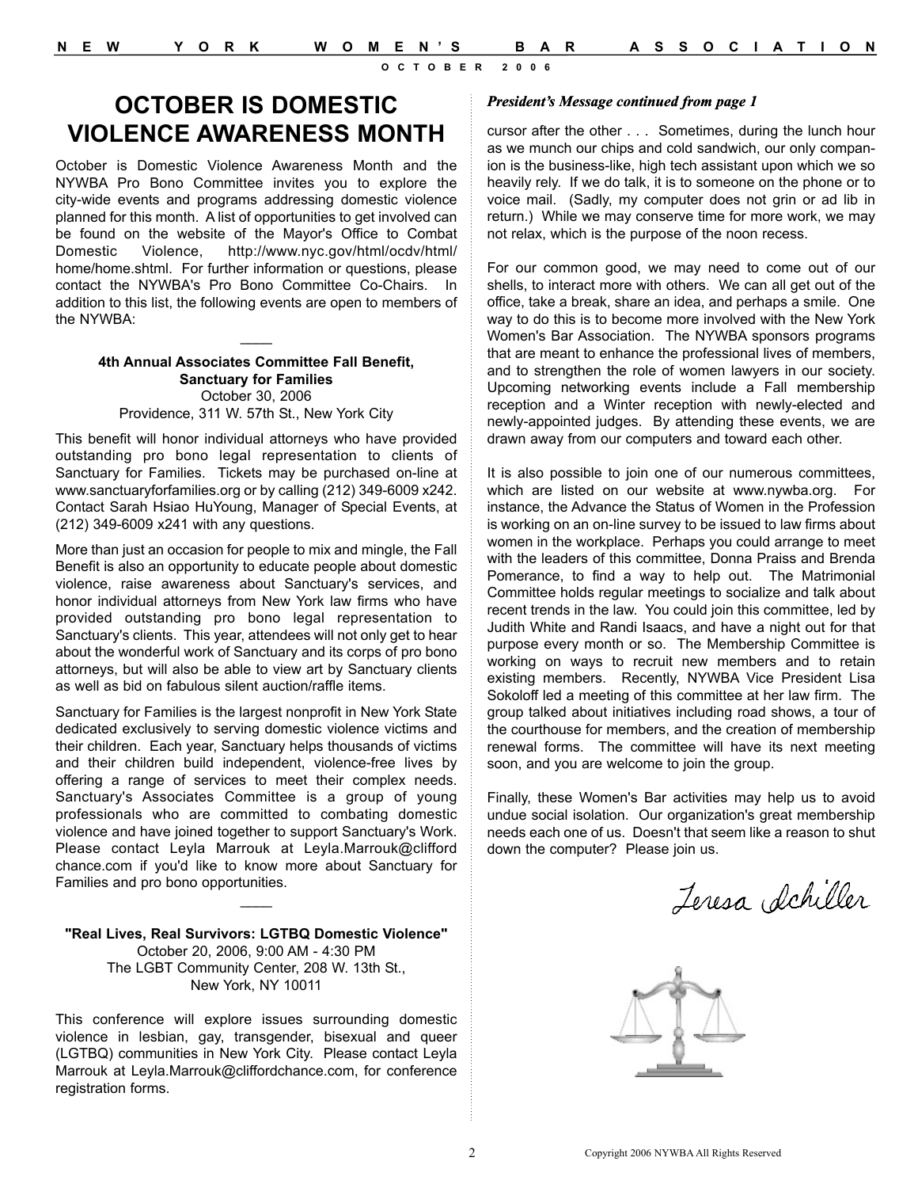# OCTOBER IS DOMESTIC VIOLENCE AWARENESS MONTH

October is Domestic Violence Awareness Month and the NYWBA Pro Bono Committee invites you to explore the city-wide events and programs addressing domestic violence planned for this month. A list of opportunities to get involved can be found on the website of the Mayor's Office to Combat Domestic Violence, http://www.nyc.gov/html/ocdv/html/home/home.shtml. For further information or questions, please contact the NYWBA's Pro Bono Committee Co-Chairs. In addition to this list, the following events are open to members of the NYWBA:

**4th Annual Associates Committee Fall Benefit, Sanctuary for Families**
October 30, 2006
Providence, 311 W. 57th St., New York City

This benefit will honor individual attorneys who have provided outstanding pro bono legal representation to clients of Sanctuary for Families. Tickets may be purchased on-line at www.sanctuaryforfamilies.org or by calling (212) 349-6009 x242. Contact Sarah Hsiao HuYoung, Manager of Special Events, at (212) 349-6009 x241 with any questions.

More than just an occasion for people to mix and mingle, the Fall Benefit is also an opportunity to educate people about domestic violence, raise awareness about Sanctuary's services, and honor individual attorneys from New York law firms who have provided outstanding pro bono legal representation to Sanctuary's clients. This year, attendees will not only get to hear about the wonderful work of Sanctuary and its corps of pro bono attorneys, but will also be able to view art by Sanctuary clients as well as bid on fabulous silent auction/raffle items.

Sanctuary for Families is the largest nonprofit in New York State dedicated exclusively to serving domestic violence victims and their children. Each year, Sanctuary helps thousands of victims and their children build independent, violence-free lives by offering a range of services to meet their complex needs. Sanctuary's Associates Committee is a group of young professionals who are committed to combating domestic violence and have joined together to support Sanctuary's Work. Please contact Leyla Marrouk at Leyla.Marrouk@cliffordchance.com if you'd like to know more about Sanctuary for Families and pro bono opportunities.

**"Real Lives, Real Survivors: LGTBQ Domestic Violence"**
October 20, 2006, 9:00 AM - 4:30 PM
The LGBT Community Center, 208 W. 13th St.,
New York, NY 10011

This conference will explore issues surrounding domestic violence in lesbian, gay, transgender, bisexual and queer (LGTBQ) communities in New York City. Please contact Leyla Marrouk at Leyla.Marrouk@cliffordchance.com, for conference registration forms.

***President's Message continued from page 1***

cursor after the other . . . Sometimes, during the lunch hour as we munch our chips and cold sandwich, our only companion is the business-like, high tech assistant upon which we so heavily rely. If we do talk, it is to someone on the phone or to voice mail. (Sadly, my computer does not grin or ad lib in return.) While we may conserve time for more work, we may not relax, which is the purpose of the noon recess.

For our common good, we may need to come out of our shells, to interact more with others. We can all get out of the office, take a break, share an idea, and perhaps a smile. One way to do this is to become more involved with the New York Women's Bar Association. The NYWBA sponsors programs that are meant to enhance the professional lives of members, and to strengthen the role of women lawyers in our society. Upcoming networking events include a Fall membership reception and a Winter reception with newly-elected and newly-appointed judges. By attending these events, we are drawn away from our computers and toward each other.

It is also possible to join one of our numerous committees, which are listed on our website at www.nywba.org. For instance, the Advance the Status of Women in the Profession is working on an on-line survey to be issued to law firms about women in the workplace. Perhaps you could arrange to meet with the leaders of this committee, Donna Praiss and Brenda Pomerance, to find a way to help out. The Matrimonial Committee holds regular meetings to socialize and talk about recent trends in the law. You could join this committee, led by Judith White and Randi Isaacs, and have a night out for that purpose every month or so. The Membership Committee is working on ways to recruit new members and to retain existing members. Recently, NYWBA Vice President Lisa Sokoloff led a meeting of this committee at her law firm. The group talked about initiatives including road shows, a tour of the courthouse for members, and the creation of membership renewal forms. The committee will have its next meeting soon, and you are welcome to join the group.

Finally, these Women's Bar activities may help us to avoid undue social isolation. Our organization's great membership needs each one of us. Doesn't that seem like a reason to shut down the computer? Please join us.

*Teresa Schiller*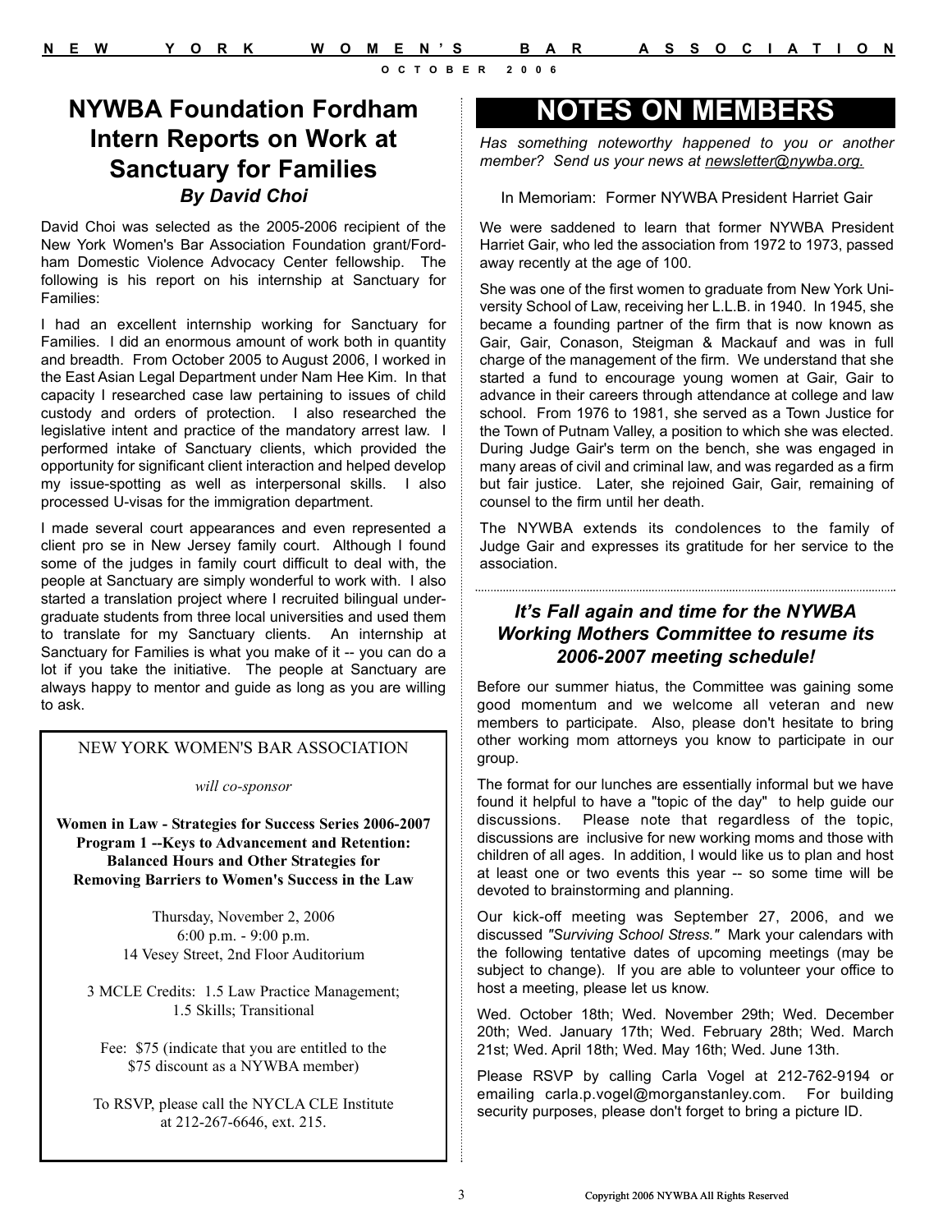# NYWBA Foundation Fordham Intern Reports on Work at Sanctuary for Families

***By David Choi***

David Choi was selected as the 2005-2006 recipient of the New York Women's Bar Association Foundation grant/Fordham Domestic Violence Advocacy Center fellowship. The following is his report on his internship at Sanctuary for Families:

I had an excellent internship working for Sanctuary for Families. I did an enormous amount of work both in quantity and breadth. From October 2005 to August 2006, I worked in the East Asian Legal Department under Nam Hee Kim. In that capacity I researched case law pertaining to issues of child custody and orders of protection. I also researched the legislative intent and practice of the mandatory arrest law. I performed intake of Sanctuary clients, which provided the opportunity for significant client interaction and helped develop my issue-spotting as well as interpersonal skills. I also processed U-visas for the immigration department.

I made several court appearances and even represented a client pro se in New Jersey family court. Although I found some of the judges in family court difficult to deal with, the people at Sanctuary are simply wonderful to work with. I also started a translation project where I recruited bilingual undergraduate students from three local universities and used them to translate for my Sanctuary clients. An internship at Sanctuary for Families is what you make of it -- you can do a lot if you take the initiative. The people at Sanctuary are always happy to mentor and guide as long as you are willing to ask.

---

NEW YORK WOMEN'S BAR ASSOCIATION

*will co-sponsor*

**Women in Law - Strategies for Success Series 2006-2007**
**Program 1 --Keys to Advancement and Retention:**
**Balanced Hours and Other Strategies for**
**Removing Barriers to Women's Success in the Law**

Thursday, November 2, 2006
6:00 p.m. - 9:00 p.m.
14 Vesey Street, 2nd Floor Auditorium

3 MCLE Credits: 1.5 Law Practice Management;
1.5 Skills; Transitional

Fee: $75 (indicate that you are entitled to the $75 discount as a NYWBA member)

To RSVP, please call the NYCLA CLE Institute at 212-267-6646, ext. 215.

---

# NOTES ON MEMBERS

*Has something noteworthy happened to you or another member? Send us your news at newsletter@nywba.org.*

In Memoriam: Former NYWBA President Harriet Gair

We were saddened to learn that former NYWBA President Harriet Gair, who led the association from 1972 to 1973, passed away recently at the age of 100.

She was one of the first women to graduate from New York University School of Law, receiving her L.L.B. in 1940. In 1945, she became a founding partner of the firm that is now known as Gair, Gair, Conason, Steigman & Mackauf and was in full charge of the management of the firm. We understand that she started a fund to encourage young women at Gair, Gair to advance in their careers through attendance at college and law school. From 1976 to 1981, she served as a Town Justice for the Town of Putnam Valley, a position to which she was elected. During Judge Gair's term on the bench, she was engaged in many areas of civil and criminal law, and was regarded as a firm but fair justice. Later, she rejoined Gair, Gair, remaining of counsel to the firm until her death.

The NYWBA extends its condolences to the family of Judge Gair and expresses its gratitude for her service to the association.

---

## *It's Fall again and time for the NYWBA Working Mothers Committee to resume its 2006-2007 meeting schedule!*

Before our summer hiatus, the Committee was gaining some good momentum and we welcome all veteran and new members to participate. Also, please don't hesitate to bring other working mom attorneys you know to participate in our group.

The format for our lunches are essentially informal but we have found it helpful to have a "topic of the day" to help guide our discussions. Please note that regardless of the topic, discussions are inclusive for new working moms and those with children of all ages. In addition, I would like us to plan and host at least one or two events this year -- so some time will be devoted to brainstorming and planning.

Our kick-off meeting was September 27, 2006, and we discussed *"Surviving School Stress."* Mark your calendars with the following tentative dates of upcoming meetings (may be subject to change). If you are able to volunteer your office to host a meeting, please let us know.

Wed. October 18th; Wed. November 29th; Wed. December 20th; Wed. January 17th; Wed. February 28th; Wed. March 21st; Wed. April 18th; Wed. May 16th; Wed. June 13th.

Please RSVP by calling Carla Vogel at 212-762-9194 or emailing carla.p.vogel@morganstanley.com. For building security purposes, please don't forget to bring a picture ID.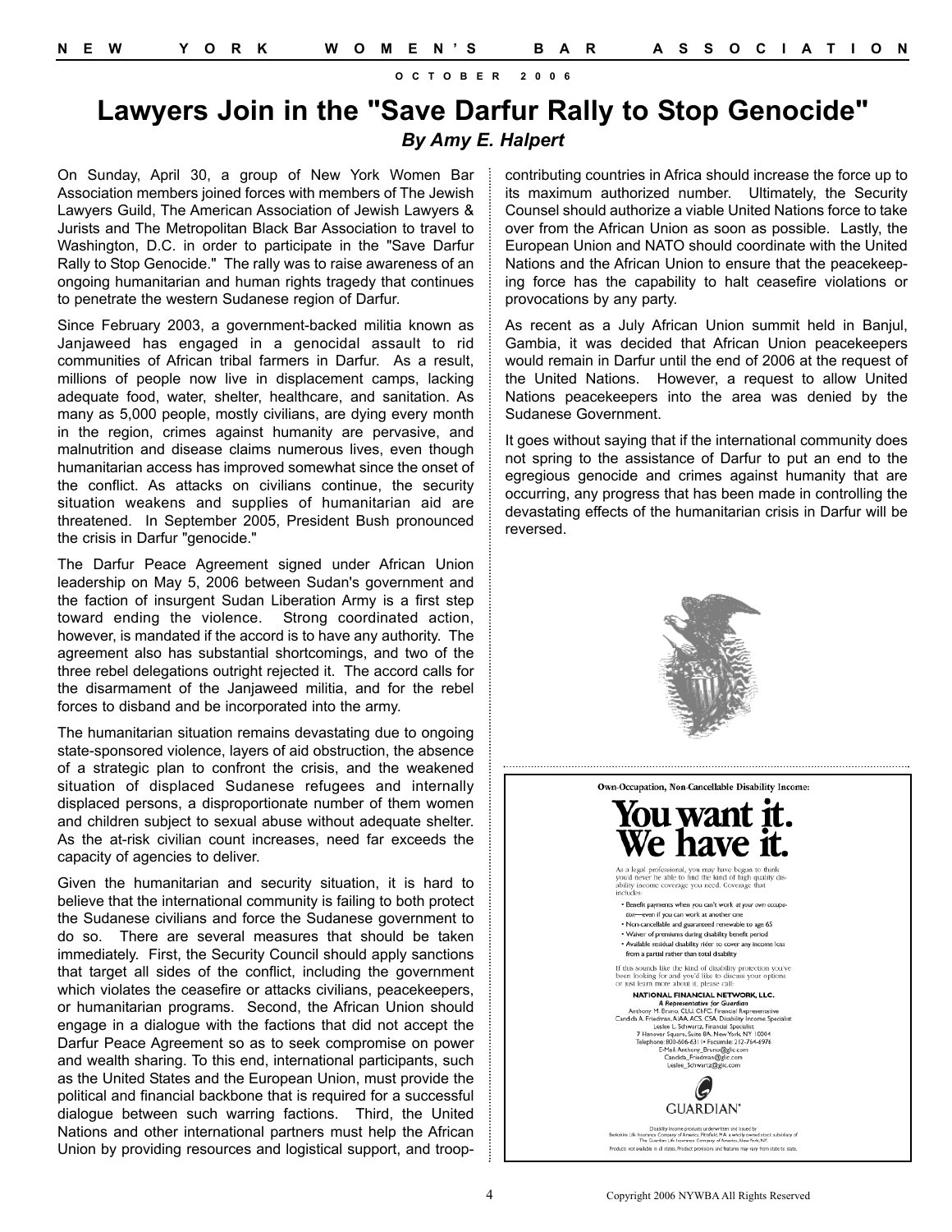// Lawyers Join in the "Save Darfur Rally to Stop Genocide"

# Lawyers Join in the "Save Darfur Rally to Stop Genocide"

***By Amy E. Halpert***

On Sunday, April 30, a group of New York Women Bar Association members joined forces with members of The Jewish Lawyers Guild, The American Association of Jewish Lawyers & Jurists and The Metropolitan Black Bar Association to travel to Washington, D.C. in order to participate in the "Save Darfur Rally to Stop Genocide." The rally was to raise awareness of an ongoing humanitarian and human rights tragedy that continues to penetrate the western Sudanese region of Darfur.

Since February 2003, a government-backed militia known as Janjaweed has engaged in a genocidal assault to rid communities of African tribal farmers in Darfur. As a result, millions of people now live in displacement camps, lacking adequate food, water, shelter, healthcare, and sanitation. As many as 5,000 people, mostly civilians, are dying every month in the region, crimes against humanity are pervasive, and malnutrition and disease claims numerous lives, even though humanitarian access has improved somewhat since the onset of the conflict. As attacks on civilians continue, the security situation weakens and supplies of humanitarian aid are threatened. In September 2005, President Bush pronounced the crisis in Darfur "genocide."

The Darfur Peace Agreement signed under African Union leadership on May 5, 2006 between Sudan's government and the faction of insurgent Sudan Liberation Army is a first step toward ending the violence. Strong coordinated action, however, is mandated if the accord is to have any authority. The agreement also has substantial shortcomings, and two of the three rebel delegations outright rejected it. The accord calls for the disarmament of the Janjaweed militia, and for the rebel forces to disband and be incorporated into the army.

The humanitarian situation remains devastating due to ongoing state-sponsored violence, layers of aid obstruction, the absence of a strategic plan to confront the crisis, and the weakened situation of displaced Sudanese refugees and internally displaced persons, a disproportionate number of them women and children subject to sexual abuse without adequate shelter. As the at-risk civilian count increases, need far exceeds the capacity of agencies to deliver.

Given the humanitarian and security situation, it is hard to believe that the international community is failing to both protect the Sudanese civilians and force the Sudanese government to do so. There are several measures that should be taken immediately. First, the Security Council should apply sanctions that target all sides of the conflict, including the government which violates the ceasefire or attacks civilians, peacekeepers, or humanitarian programs. Second, the African Union should engage in a dialogue with the factions that did not accept the Darfur Peace Agreement so as to seek compromise on power and wealth sharing. To this end, international participants, such as the United States and the European Union, must provide the political and financial backbone that is required for a successful dialogue between such warring factions. Third, the United Nations and other international partners must help the African Union by providing resources and logistical support, and troop-contributing countries in Africa should increase the force up to its maximum authorized number. Ultimately, the Security Counsel should authorize a viable United Nations force to take over from the African Union as soon as possible. Lastly, the European Union and NATO should coordinate with the United Nations and the African Union to ensure that the peacekeeping force has the capability to halt ceasefire violations or provocations by any party.

As recent as a July African Union summit held in Banjul, Gambia, it was decided that African Union peacekeepers would remain in Darfur until the end of 2006 at the request of the United Nations. However, a request to allow United Nations peacekeepers into the area was denied by the Sudanese Government.

It goes without saying that if the international community does not spring to the assistance of Darfur to put an end to the egregious genocide and crimes against humanity that are occurring, any progress that has been made in controlling the devastating effects of the humanitarian crisis in Darfur will be reversed.

---

**Own-Occupation, Non-Cancellable Disability Income:**

# You want it. We have it.

As a legal professional, you may have begun to think you'd never be able to find the kind of high quality disability income coverage you need. Coverage that includes:

- Benefit payments when you can't work at your own occupation—even if you can work at another one
- Non-cancellable and guaranteed renewable to age 65
- Waiver of premiums during disability benefit period
- Available residual disability rider to cover any income loss from a partial rather than total disability

If this sounds like the kind of disability protection you've been looking for and you'd like to discuss your options or just learn more about it, please call:

**NATIONAL FINANCIAL NETWORK, LLC.**
***A Representative for Guardian***
Anthony M. Bruno, CLU, ChFC, Financial Representative
Candida A. Friedman, AIAA, ACS, CSA, Disability Income Specialist
Leslee L. Schwartz, Financial Specialist
7 Hanover Square, Suite 8A, New York, NY 10004
Telephone: 800-606-6311 • Facsimile: 212-764-6976
E-Mail: Anthony_Bruno@glic.com
Candida_Friedman@glic.com
Leslee_Schwartz@glic.com

GUARDIAN®

Disability income products underwritten and issued by Berkshire Life Insurance Company of America, Pittsfield, MA, a wholly owned stock subsidiary of The Guardian Life Insurance Company of America, New York, NY. Products not available in all states. Product provisions and features may vary from state to state.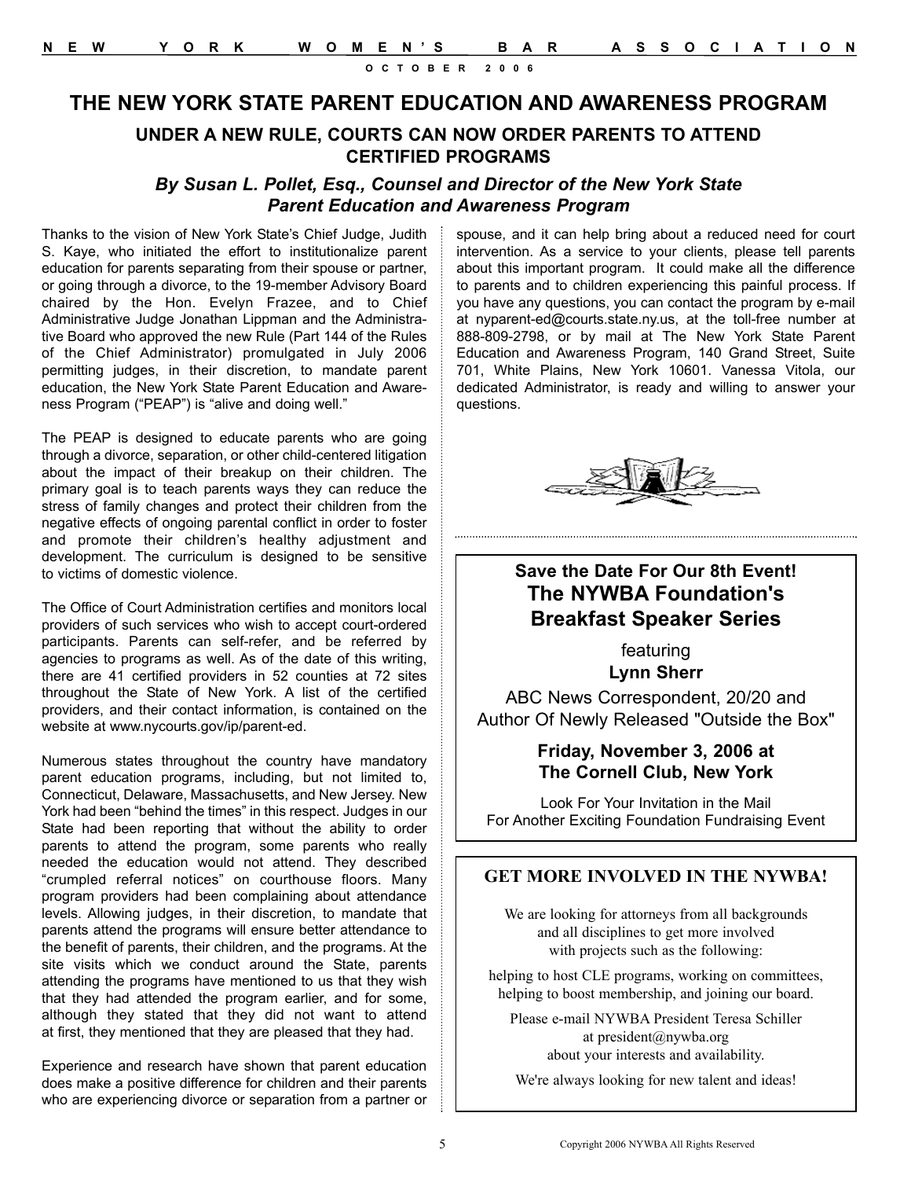# THE NEW YORK STATE PARENT EDUCATION AND AWARENESS PROGRAM

## UNDER A NEW RULE, COURTS CAN NOW ORDER PARENTS TO ATTEND CERTIFIED PROGRAMS

### *By Susan L. Pollet, Esq., Counsel and Director of the New York State Parent Education and Awareness Program*

Thanks to the vision of New York State's Chief Judge, Judith S. Kaye, who initiated the effort to institutionalize parent education for parents separating from their spouse or partner, or going through a divorce, to the 19-member Advisory Board chaired by the Hon. Evelyn Frazee, and to Chief Administrative Judge Jonathan Lippman and the Administrative Board who approved the new Rule (Part 144 of the Rules of the Chief Administrator) promulgated in July 2006 permitting judges, in their discretion, to mandate parent education, the New York State Parent Education and Awareness Program ("PEAP") is "alive and doing well."

The PEAP is designed to educate parents who are going through a divorce, separation, or other child-centered litigation about the impact of their breakup on their children. The primary goal is to teach parents ways they can reduce the stress of family changes and protect their children from the negative effects of ongoing parental conflict in order to foster and promote their children's healthy adjustment and development. The curriculum is designed to be sensitive to victims of domestic violence.

The Office of Court Administration certifies and monitors local providers of such services who wish to accept court-ordered participants. Parents can self-refer, and be referred by agencies to programs as well. As of the date of this writing, there are 41 certified providers in 52 counties at 72 sites throughout the State of New York. A list of the certified providers, and their contact information, is contained on the website at www.nycourts.gov/ip/parent-ed.

Numerous states throughout the country have mandatory parent education programs, including, but not limited to, Connecticut, Delaware, Massachusetts, and New Jersey. New York had been "behind the times" in this respect. Judges in our State had been reporting that without the ability to order parents to attend the program, some parents who really needed the education would not attend. They described "crumpled referral notices" on courthouse floors. Many program providers had been complaining about attendance levels. Allowing judges, in their discretion, to mandate that parents attend the programs will ensure better attendance to the benefit of parents, their children, and the programs. At the site visits which we conduct around the State, parents attending the programs have mentioned to us that they wish that they had attended the program earlier, and for some, although they stated that they did not want to attend at first, they mentioned that they are pleased that they had.

Experience and research have shown that parent education does make a positive difference for children and their parents who are experiencing divorce or separation from a partner or spouse, and it can help bring about a reduced need for court intervention. As a service to your clients, please tell parents about this important program. It could make all the difference to parents and to children experiencing this painful process. If you have any questions, you can contact the program by e-mail at nyparent-ed@courts.state.ny.us, at the toll-free number at 888-809-2798, or by mail at The New York State Parent Education and Awareness Program, 140 Grand Street, Suite 701, White Plains, New York 10601. Vanessa Vitola, our dedicated Administrator, is ready and willing to answer your questions.

---

**Save the Date For Our 8th Event!**

## The NYWBA Foundation's Breakfast Speaker Series

featuring

**Lynn Sherr**

ABC News Correspondent, 20/20 and Author Of Newly Released "Outside the Box"

**Friday, November 3, 2006 at The Cornell Club, New York**

Look For Your Invitation in the Mail For Another Exciting Foundation Fundraising Event

---

**GET MORE INVOLVED IN THE NYWBA!**

We are looking for attorneys from all backgrounds and all disciplines to get more involved with projects such as the following:

helping to host CLE programs, working on committees, helping to boost membership, and joining our board.

Please e-mail NYWBA President Teresa Schiller at president@nywba.org about your interests and availability.

We're always looking for new talent and ideas!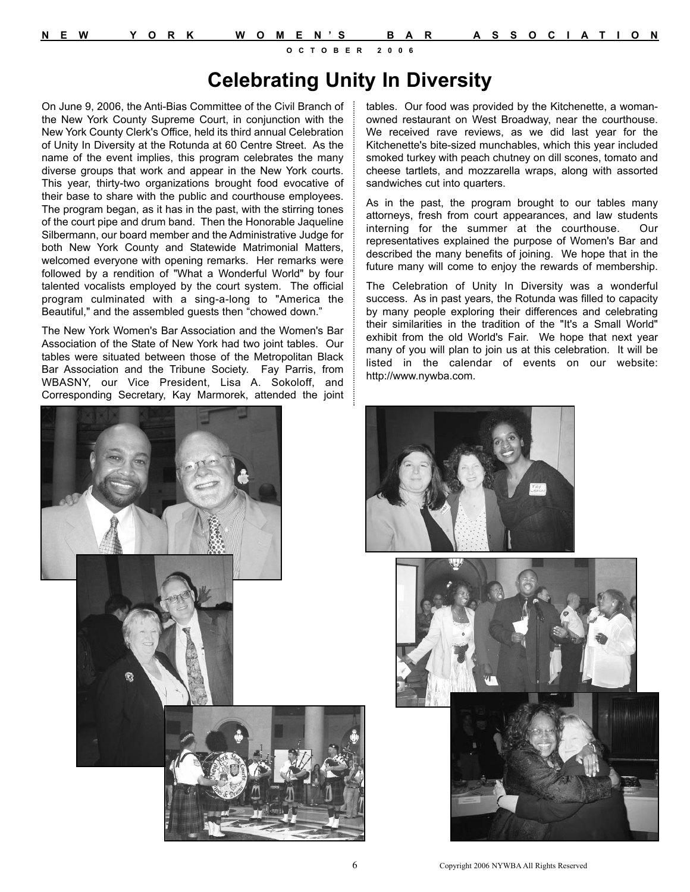# Celebrating Unity In Diversity

On June 9, 2006, the Anti-Bias Committee of the Civil Branch of the New York County Supreme Court, in conjunction with the New York County Clerk's Office, held its third annual Celebration of Unity In Diversity at the Rotunda at 60 Centre Street. As the name of the event implies, this program celebrates the many diverse groups that work and appear in the New York courts. This year, thirty-two organizations brought food evocative of their base to share with the public and courthouse employees. The program began, as it has in the past, with the stirring tones of the court pipe and drum band. Then the Honorable Jaqueline Silbermann, our board member and the Administrative Judge for both New York County and Statewide Matrimonial Matters, welcomed everyone with opening remarks. Her remarks were followed by a rendition of "What a Wonderful World" by four talented vocalists employed by the court system. The official program culminated with a sing-a-long to "America the Beautiful," and the assembled guests then "chowed down."

The New York Women's Bar Association and the Women's Bar Association of the State of New York had two joint tables. Our tables were situated between those of the Metropolitan Black Bar Association and the Tribune Society. Fay Parris, from WBASNY, our Vice President, Lisa A. Sokoloff, and Corresponding Secretary, Kay Marmorek, attended the joint tables. Our food was provided by the Kitchenette, a woman-owned restaurant on West Broadway, near the courthouse. We received rave reviews, as we did last year for the Kitchenette's bite-sized munchables, which this year included smoked turkey with peach chutney on dill scones, tomato and cheese tartlets, and mozzarella wraps, along with assorted sandwiches cut into quarters.

As in the past, the program brought to our tables many attorneys, fresh from court appearances, and law students interning for the summer at the courthouse. Our representatives explained the purpose of Women's Bar and described the many benefits of joining. We hope that in the future many will come to enjoy the rewards of membership.

The Celebration of Unity In Diversity was a wonderful success. As in past years, the Rotunda was filled to capacity by many people exploring their differences and celebrating their similarities in the tradition of the "It's a Small World" exhibit from the old World's Fair. We hope that next year many of you will plan to join us at this celebration. It will be listed in the calendar of events on our website: http://www.nywba.com.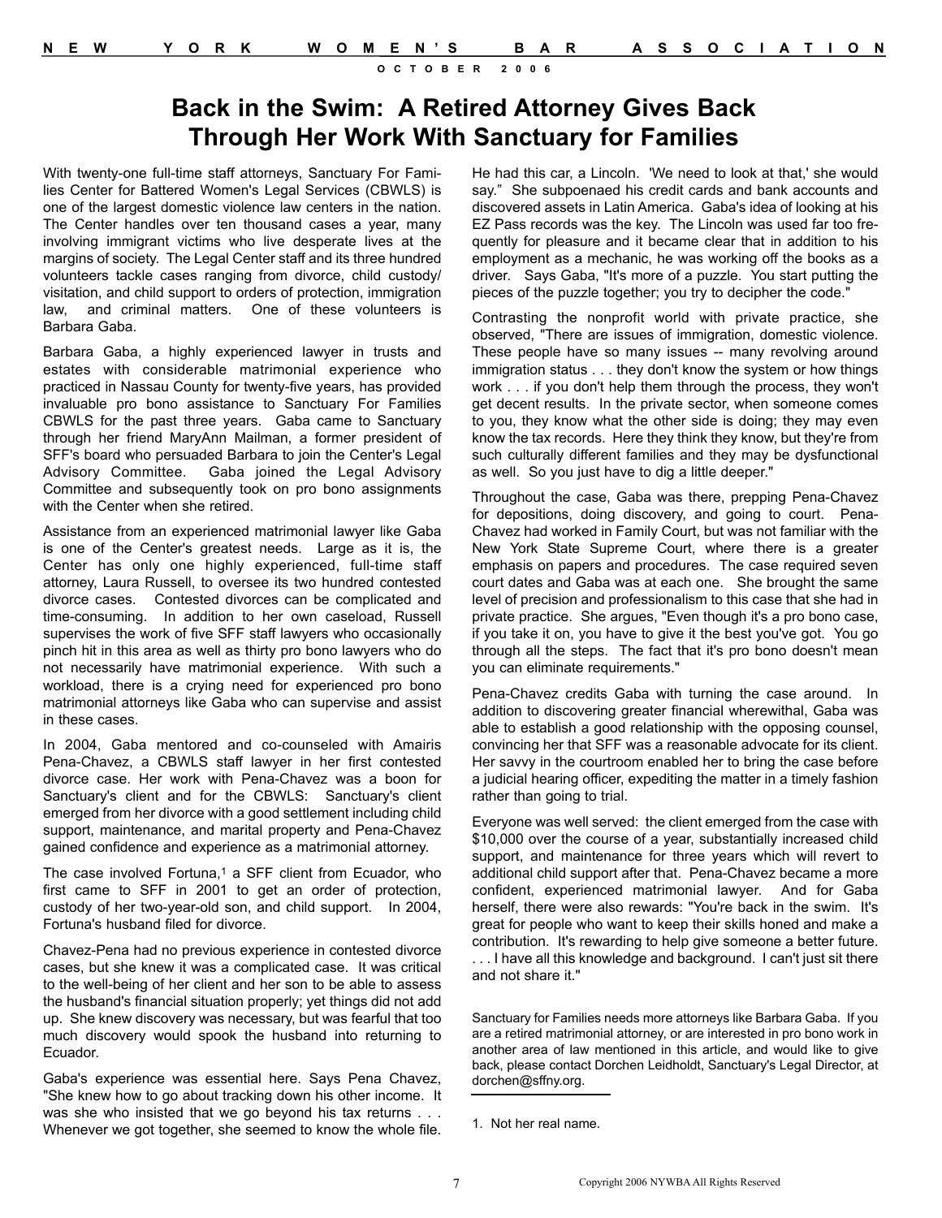# Back in the Swim: A Retired Attorney Gives Back Through Her Work With Sanctuary for Families

With twenty-one full-time staff attorneys, Sanctuary For Families Center for Battered Women's Legal Services (CBWLS) is one of the largest domestic violence law centers in the nation. The Center handles over ten thousand cases a year, many involving immigrant victims who live desperate lives at the margins of society. The Legal Center staff and its three hundred volunteers tackle cases ranging from divorce, child custody/visitation, and child support to orders of protection, immigration law, and criminal matters. One of these volunteers is Barbara Gaba.

Barbara Gaba, a highly experienced lawyer in trusts and estates with considerable matrimonial experience who practiced in Nassau County for twenty-five years, has provided invaluable pro bono assistance to Sanctuary For Families CBWLS for the past three years. Gaba came to Sanctuary through her friend MaryAnn Mailman, a former president of SFF's board who persuaded Barbara to join the Center's Legal Advisory Committee. Gaba joined the Legal Advisory Committee and subsequently took on pro bono assignments with the Center when she retired.

Assistance from an experienced matrimonial lawyer like Gaba is one of the Center's greatest needs. Large as it is, the Center has only one highly experienced, full-time staff attorney, Laura Russell, to oversee its two hundred contested divorce cases. Contested divorces can be complicated and time-consuming. In addition to her own caseload, Russell supervises the work of five SFF staff lawyers who occasionally pinch hit in this area as well as thirty pro bono lawyers who do not necessarily have matrimonial experience. With such a workload, there is a crying need for experienced pro bono matrimonial attorneys like Gaba who can supervise and assist in these cases.

In 2004, Gaba mentored and co-counseled with Amairis Pena-Chavez, a CBWLS staff lawyer in her first contested divorce case. Her work with Pena-Chavez was a boon for Sanctuary's client and for the CBWLS: Sanctuary's client emerged from her divorce with a good settlement including child support, maintenance, and marital property and Pena-Chavez gained confidence and experience as a matrimonial attorney.

The case involved Fortuna,[1] a SFF client from Ecuador, who first came to SFF in 2001 to get an order of protection, custody of her two-year-old son, and child support. In 2004, Fortuna's husband filed for divorce.

Chavez-Pena had no previous experience in contested divorce cases, but she knew it was a complicated case. It was critical to the well-being of her client and her son to be able to assess the husband's financial situation properly; yet things did not add up. She knew discovery was necessary, but was fearful that too much discovery would spook the husband into returning to Ecuador.

Gaba's experience was essential here. Says Pena Chavez, "She knew how to go about tracking down his other income. It was she who insisted that we go beyond his tax returns . . . Whenever we got together, she seemed to know the whole file. He had this car, a Lincoln. 'We need to look at that,' she would say." She subpoenaed his credit cards and bank accounts and discovered assets in Latin America. Gaba's idea of looking at his EZ Pass records was the key. The Lincoln was used far too frequently for pleasure and it became clear that in addition to his employment as a mechanic, he was working off the books as a driver. Says Gaba, "It's more of a puzzle. You start putting the pieces of the puzzle together; you try to decipher the code."

Contrasting the nonprofit world with private practice, she observed, "There are issues of immigration, domestic violence. These people have so many issues -- many revolving around immigration status . . . they don't know the system or how things work . . . if you don't help them through the process, they won't get decent results. In the private sector, when someone comes to you, they know what the other side is doing; they may even know the tax records. Here they think they know, but they're from such culturally different families and they may be dysfunctional as well. So you just have to dig a little deeper."

Throughout the case, Gaba was there, prepping Pena-Chavez for depositions, doing discovery, and going to court. Pena-Chavez had worked in Family Court, but was not familiar with the New York State Supreme Court, where there is a greater emphasis on papers and procedures. The case required seven court dates and Gaba was at each one. She brought the same level of precision and professionalism to this case that she had in private practice. She argues, "Even though it's a pro bono case, if you take it on, you have to give it the best you've got. You go through all the steps. The fact that it's pro bono doesn't mean you can eliminate requirements."

Pena-Chavez credits Gaba with turning the case around. In addition to discovering greater financial wherewithal, Gaba was able to establish a good relationship with the opposing counsel, convincing her that SFF was a reasonable advocate for its client. Her savvy in the courtroom enabled her to bring the case before a judicial hearing officer, expediting the matter in a timely fashion rather than going to trial.

Everyone was well served: the client emerged from the case with $10,000 over the course of a year, substantially increased child support, and maintenance for three years which will revert to additional child support after that. Pena-Chavez became a more confident, experienced matrimonial lawyer. And for Gaba herself, there were also rewards: "You're back in the swim. It's great for people who want to keep their skills honed and make a contribution. It's rewarding to help give someone a better future. . . . I have all this knowledge and background. I can't just sit there and not share it."

Sanctuary for Families needs more attorneys like Barbara Gaba. If you are a retired matrimonial attorney, or are interested in pro bono work in another area of law mentioned in this article, and would like to give back, please contact Dorchen Leidholdt, Sanctuary's Legal Director, at dorchen@sffny.org.

---

1. Not her real name.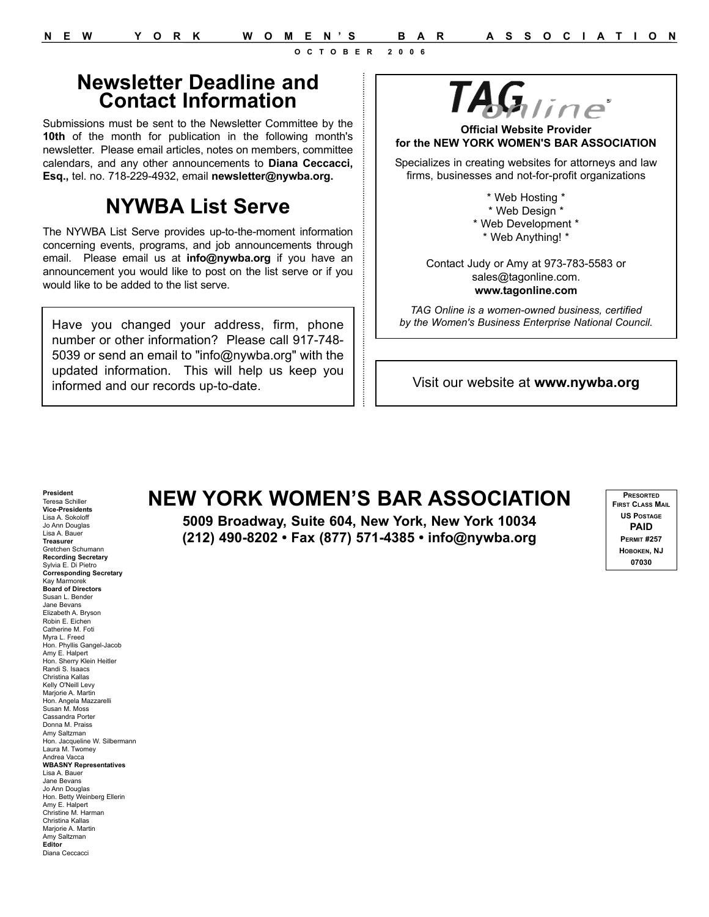## Newsletter Deadline and Contact Information

Submissions must be sent to the Newsletter Committee by the **10th** of the month for publication in the following month's newsletter. Please email articles, notes on members, committee calendars, and any other announcements to **Diana Ceccacci, Esq.,** tel. no. 718-229-4932, email **newsletter@nywba.org.**

## NYWBA List Serve

The NYWBA List Serve provides up-to-the-moment information concerning events, programs, and job announcements through email. Please email us at **info@nywba.org** if you have an announcement you would like to post on the list serve or if you would like to be added to the list serve.

Have you changed your address, firm, phone number or other information? Please call 917-748-5039 or send an email to "info@nywba.org" with the updated information. This will help us keep you informed and our records up-to-date.

TAG online

**Official Website Provider for the NEW YORK WOMEN'S BAR ASSOCIATION**

Specializes in creating websites for attorneys and law firms, businesses and not-for-profit organizations

* Web Hosting *
* Web Design *
* Web Development *
* Web Anything! *

Contact Judy or Amy at 973-783-5583 or sales@tagonline.com.
**www.tagonline.com**

*TAG Online is a women-owned business, certified by the Women's Business Enterprise National Council.*

Visit our website at **www.nywba.org**

**President**
Teresa Schiller
**Vice-Presidents**
Lisa A. Sokoloff
Jo Ann Douglas
Lisa A. Bauer
**Treasurer**
Gretchen Schumann
**Recording Secretary**
Sylvia E. Di Pietro
**Corresponding Secretary**
Kay Marmorek
**Board of Directors**
Susan L. Bender
Jane Bevans
Elizabeth A. Bryson
Robin E. Eichen
Catherine M. Foti
Myra L. Freed
Hon. Phyllis Gangel-Jacob
Amy E. Halpert
Hon. Sherry Klein Heitler
Randi S. Isaacs
Christina Kallas
Kelly O'Neill Levy
Marjorie A. Martin
Hon. Angela Mazzarelli
Susan M. Moss
Cassandra Porter
Donna M. Praiss
Amy Saltzman
Hon. Jacqueline W. Silbermann
Laura M. Twomey
Andrea Vacca
**WBASNY Representatives**
Lisa A. Bauer
Jane Bevans
Jo Ann Douglas
Hon. Betty Weinberg Ellerin
Amy E. Halpert
Christine M. Harman
Christina Kallas
Marjorie A. Martin
Amy Saltzman
**Editor**
Diana Ceccacci

# NEW YORK WOMEN'S BAR ASSOCIATION

**5009 Broadway, Suite 604, New York, New York 10034**
**(212) 490-8202 • Fax (877) 571-4385 • info@nywba.org**

PRESORTED
FIRST CLASS MAIL
US POSTAGE
**PAID**
PERMIT #257
HOBOKEN, NJ
07030